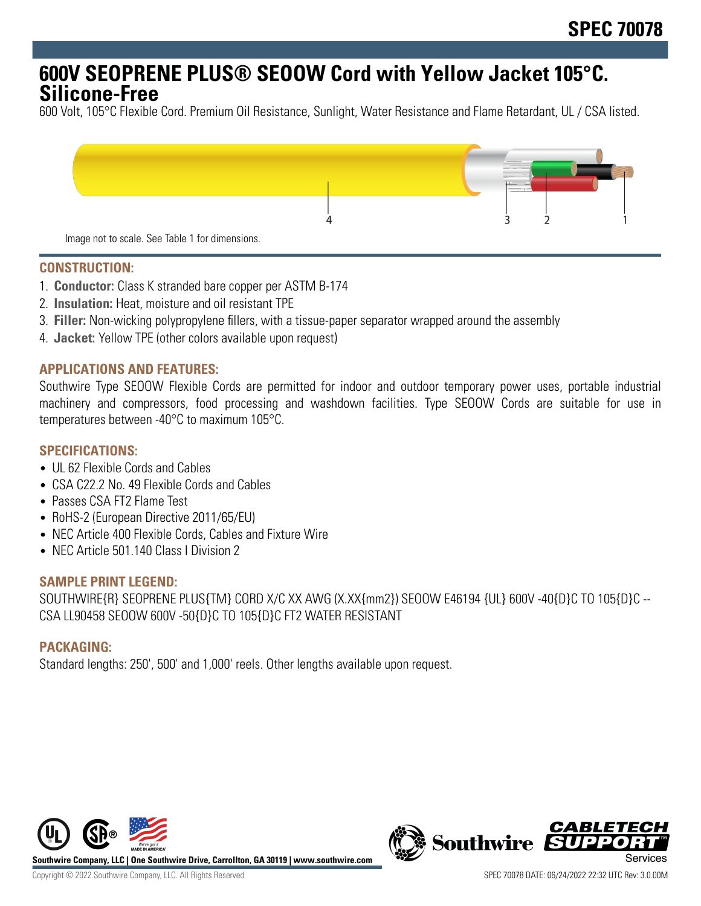# SPEC 70078

## 600V SEOPRENE PLUS® SEOOW Cord with Yellow Jacket 105°C. Silicone-Free

600 Volt, 105°C Flexible Cord. Premium Oil Resistance, Sunlight, Water Resistance and Flame Retardant, UL / CSA listed.

Image not to scale. See Table 1 for dimensions.

### CONSTRUCTION:

1. **Conductor:** Class K stranded bare copper per ASTM B-174
2. **Insulation:** Heat, moisture and oil resistant TPE
3. **Filler:** Non-wicking polypropylene fillers, with a tissue-paper separator wrapped around the assembly
4. **Jacket:** Yellow TPE (other colors available upon request)

### APPLICATIONS AND FEATURES:

Southwire Type SEOOW Flexible Cords are permitted for indoor and outdoor temporary power uses, portable industrial machinery and compressors, food processing and washdown facilities. Type SEOOW Cords are suitable for use in temperatures between -40°C to maximum 105°C.

### SPECIFICATIONS:

- UL 62 Flexible Cords and Cables
- CSA C22.2 No. 49 Flexible Cords and Cables
- Passes CSA FT2 Flame Test
- RoHS-2 (European Directive 2011/65/EU)
- NEC Article 400 Flexible Cords, Cables and Fixture Wire
- NEC Article 501.140 Class I Division 2

### SAMPLE PRINT LEGEND:

SOUTHWIRE{R} SEOPRENE PLUS{TM} CORD X/C XX AWG (X.XX{mm2}) SEOOW E46194 {UL} 600V -40{D}C TO 105{D}C -- CSA LL90458 SEOOW 600V -50{D}C TO 105{D}C FT2 WATER RESISTANT

### PACKAGING:

Standard lengths: 250', 500' and 1,000' reels. Other lengths available upon request.

Southwire Company, LLC | One Southwire Drive, Carrollton, GA 30119 | www.southwire.com

Copyright © 2022 Southwire Company, LLC. All Rights Reserved

SPEC 70078 DATE: 06/24/2022 22:32 UTC Rev: 3.0.00M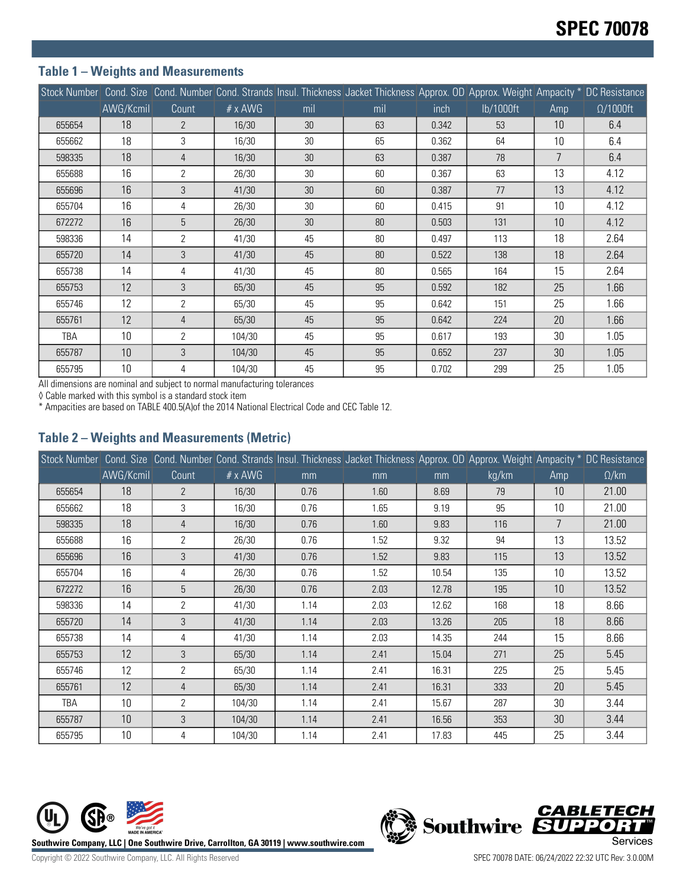## Table 1 – Weights and Measurements

| Stock Number | Cond. Size | Cond. Number | Cond. Strands | Insul. Thickness | Jacket Thickness | Approx. OD | Approx. Weight | Ampacity * | DC Resistance |
|---|---|---|---|---|---|---|---|---|---|
| | AWG/Kcmil | Count | # x AWG | mil | mil | inch | lb/1000ft | Amp | Ω/1000ft |
| 655654 | 18 | 2 | 16/30 | 30 | 63 | 0.342 | 53 | 10 | 6.4 |
| 655662 | 18 | 3 | 16/30 | 30 | 65 | 0.362 | 64 | 10 | 6.4 |
| 598335 | 18 | 4 | 16/30 | 30 | 63 | 0.387 | 78 | 7 | 6.4 |
| 655688 | 16 | 2 | 26/30 | 30 | 60 | 0.367 | 63 | 13 | 4.12 |
| 655696 | 16 | 3 | 41/30 | 30 | 60 | 0.387 | 77 | 13 | 4.12 |
| 655704 | 16 | 4 | 26/30 | 30 | 60 | 0.415 | 91 | 10 | 4.12 |
| 672272 | 16 | 5 | 26/30 | 30 | 80 | 0.503 | 131 | 10 | 4.12 |
| 598336 | 14 | 2 | 41/30 | 45 | 80 | 0.497 | 113 | 18 | 2.64 |
| 655720 | 14 | 3 | 41/30 | 45 | 80 | 0.522 | 138 | 18 | 2.64 |
| 655738 | 14 | 4 | 41/30 | 45 | 80 | 0.565 | 164 | 15 | 2.64 |
| 655753 | 12 | 3 | 65/30 | 45 | 95 | 0.592 | 182 | 25 | 1.66 |
| 655746 | 12 | 2 | 65/30 | 45 | 95 | 0.642 | 151 | 25 | 1.66 |
| 655761 | 12 | 4 | 65/30 | 45 | 95 | 0.642 | 224 | 20 | 1.66 |
| TBA | 10 | 2 | 104/30 | 45 | 95 | 0.617 | 193 | 30 | 1.05 |
| 655787 | 10 | 3 | 104/30 | 45 | 95 | 0.652 | 237 | 30 | 1.05 |
| 655795 | 10 | 4 | 104/30 | 45 | 95 | 0.702 | 299 | 25 | 1.05 |

All dimensions are nominal and subject to normal manufacturing tolerances

◊ Cable marked with this symbol is a standard stock item

* Ampacities are based on TABLE 400.5(A)of the 2014 National Electrical Code and CEC Table 12.

## Table 2 – Weights and Measurements (Metric)

| Stock Number | Cond. Size | Cond. Number | Cond. Strands | Insul. Thickness | Jacket Thickness | Approx. OD | Approx. Weight | Ampacity * | DC Resistance |
|---|---|---|---|---|---|---|---|---|---|
| | AWG/Kcmil | Count | # x AWG | mm | mm | mm | kg/km | Amp | Ω/km |
| 655654 | 18 | 2 | 16/30 | 0.76 | 1.60 | 8.69 | 79 | 10 | 21.00 |
| 655662 | 18 | 3 | 16/30 | 0.76 | 1.65 | 9.19 | 95 | 10 | 21.00 |
| 598335 | 18 | 4 | 16/30 | 0.76 | 1.60 | 9.83 | 116 | 7 | 21.00 |
| 655688 | 16 | 2 | 26/30 | 0.76 | 1.52 | 9.32 | 94 | 13 | 13.52 |
| 655696 | 16 | 3 | 41/30 | 0.76 | 1.52 | 9.83 | 115 | 13 | 13.52 |
| 655704 | 16 | 4 | 26/30 | 0.76 | 1.52 | 10.54 | 135 | 10 | 13.52 |
| 672272 | 16 | 5 | 26/30 | 0.76 | 2.03 | 12.78 | 195 | 10 | 13.52 |
| 598336 | 14 | 2 | 41/30 | 1.14 | 2.03 | 12.62 | 168 | 18 | 8.66 |
| 655720 | 14 | 3 | 41/30 | 1.14 | 2.03 | 13.26 | 205 | 18 | 8.66 |
| 655738 | 14 | 4 | 41/30 | 1.14 | 2.03 | 14.35 | 244 | 15 | 8.66 |
| 655753 | 12 | 3 | 65/30 | 1.14 | 2.41 | 15.04 | 271 | 25 | 5.45 |
| 655746 | 12 | 2 | 65/30 | 1.14 | 2.41 | 16.31 | 225 | 25 | 5.45 |
| 655761 | 12 | 4 | 65/30 | 1.14 | 2.41 | 16.31 | 333 | 20 | 5.45 |
| TBA | 10 | 2 | 104/30 | 1.14 | 2.41 | 15.67 | 287 | 30 | 3.44 |
| 655787 | 10 | 3 | 104/30 | 1.14 | 2.41 | 16.56 | 353 | 30 | 3.44 |
| 655795 | 10 | 4 | 104/30 | 1.14 | 2.41 | 17.83 | 445 | 25 | 3.44 |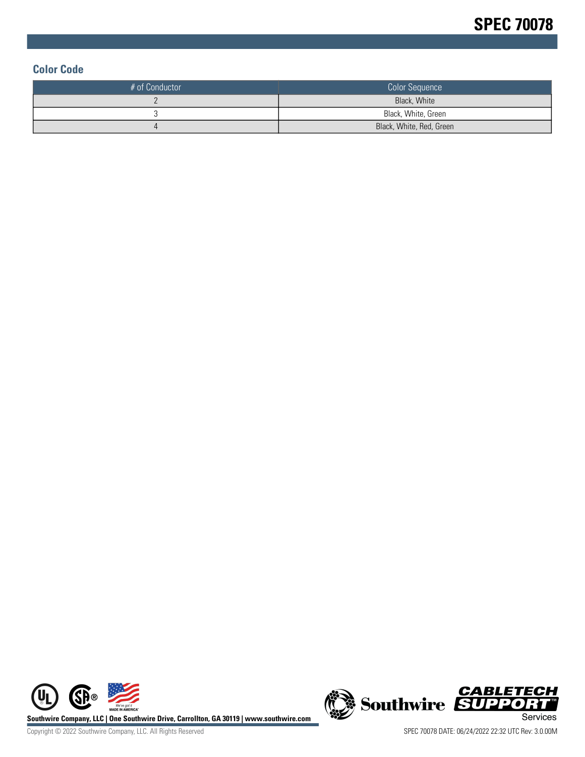## Color Code

| # of Conductor | Color Sequence |
|---|---|
| 2 | Black, White |
| 3 | Black, White, Green |
| 4 | Black, White, Red, Green |

Southwire Company, LLC | One Southwire Drive, Carrollton, GA 30119 | www.southwire.com

Copyright © 2022 Southwire Company, LLC. All Rights Reserved

SPEC 70078 DATE: 06/24/2022 22:32 UTC Rev: 3.0.00M